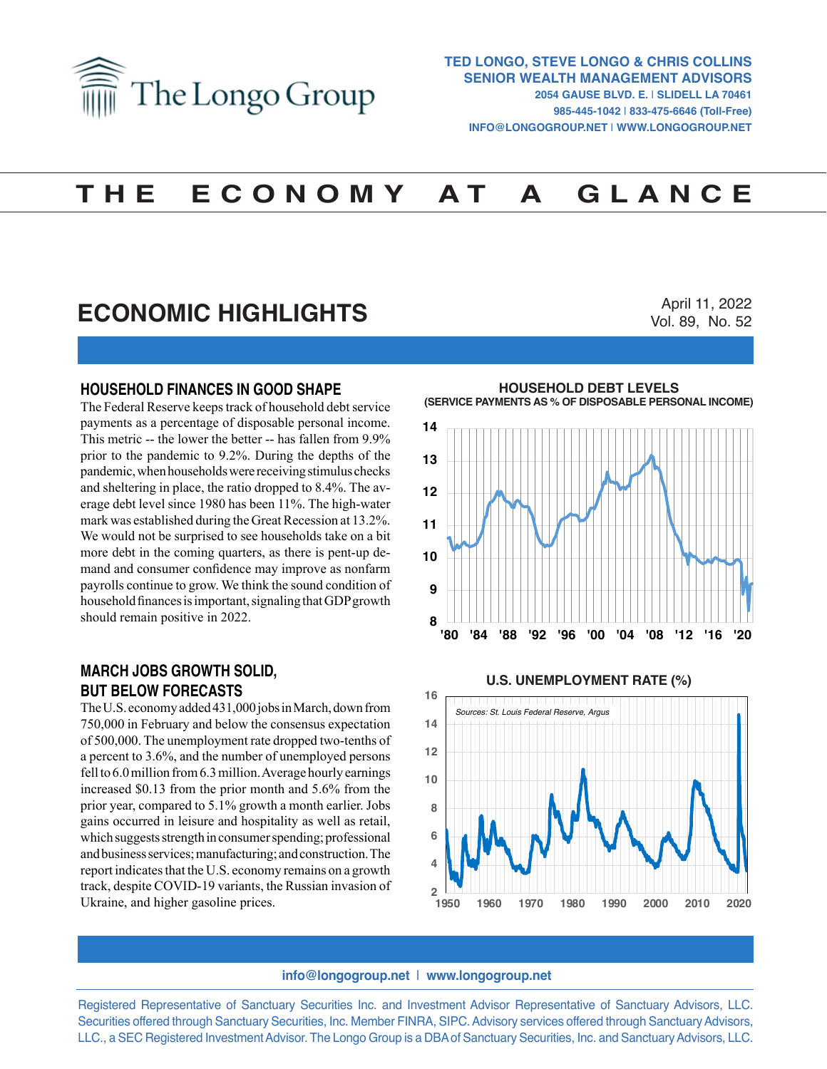# The Longo Group

**TED LONGO, STEVE LONGO & CHRIS COLLINS**
**SENIOR WEALTH MANAGEMENT ADVISORS**
2054 GAUSE BLVD. E. | SLIDELL LA 70461
985-445-1042 | 833-475-6646 (Toll-Free)
INFO@LONGOGROUP.NET | WWW.LONGOGROUP.NET

# THE ECONOMY AT A GLANCE

## ECONOMIC HIGHLIGHTS

April 11, 2022
Vol. 89, No. 52

### HOUSEHOLD FINANCES IN GOOD SHAPE

The Federal Reserve keeps track of household debt service payments as a percentage of disposable personal income. This metric -- the lower the better -- has fallen from 9.9% prior to the pandemic to 9.2%. During the depths of the pandemic, when households were receiving stimulus checks and sheltering in place, the ratio dropped to 8.4%. The average debt level since 1980 has been 11%. The high-water mark was established during the Great Recession at 13.2%. We would not be surprised to see households take on a bit more debt in the coming quarters, as there is pent-up demand and consumer confidence may improve as nonfarm payrolls continue to grow. We think the sound condition of household finances is important, signaling that GDP growth should remain positive in 2022.

**HOUSEHOLD DEBT LEVELS**
**(SERVICE PAYMENTS AS % OF DISPOSABLE PERSONAL INCOME)**

### MARCH JOBS GROWTH SOLID, BUT BELOW FORECASTS

The U.S. economy added 431,000 jobs in March, down from 750,000 in February and below the consensus expectation of 500,000. The unemployment rate dropped two-tenths of a percent to 3.6%, and the number of unemployed persons fell to 6.0 million from 6.3 million. Average hourly earnings increased $0.13 from the prior month and 5.6% from the prior year, compared to 5.1% growth a month earlier. Jobs gains occurred in leisure and hospitality as well as retail, which suggests strength in consumer spending; professional and business services; manufacturing; and construction. The report indicates that the U.S. economy remains on a growth track, despite COVID-19 variants, the Russian invasion of Ukraine, and higher gasoline prices.

**U.S. UNEMPLOYMENT RATE (%)**

*Sources: St. Louis Federal Reserve, Argus*

info@longogroup.net | www.longogroup.net

Registered Representative of Sanctuary Securities Inc. and Investment Advisor Representative of Sanctuary Advisors, LLC. Securities offered through Sanctuary Securities, Inc. Member FINRA, SIPC. Advisory services offered through Sanctuary Advisors, LLC., a SEC Registered Investment Advisor. The Longo Group is a DBA of Sanctuary Securities, Inc. and Sanctuary Advisors, LLC.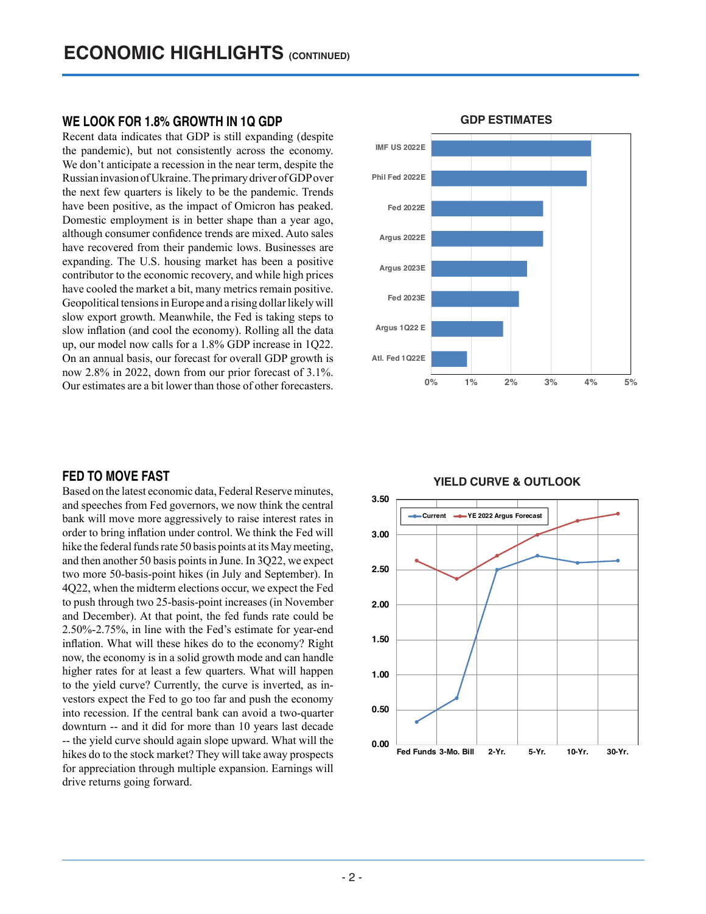# ECONOMIC HIGHLIGHTS (CONTINUED)

## WE LOOK FOR 1.8% GROWTH IN 1Q GDP

Recent data indicates that GDP is still expanding (despite the pandemic), but not consistently across the economy. We don't anticipate a recession in the near term, despite the Russian invasion of Ukraine. The primary driver of GDP over the next few quarters is likely to be the pandemic. Trends have been positive, as the impact of Omicron has peaked. Domestic employment is in better shape than a year ago, although consumer confidence trends are mixed. Auto sales have recovered from their pandemic lows. Businesses are expanding. The U.S. housing market has been a positive contributor to the economic recovery, and while high prices have cooled the market a bit, many metrics remain positive. Geopolitical tensions in Europe and a rising dollar likely will slow export growth. Meanwhile, the Fed is taking steps to slow inflation (and cool the economy). Rolling all the data up, our model now calls for a 1.8% GDP increase in 1Q22. On an annual basis, our forecast for overall GDP growth is now 2.8% in 2022, down from our prior forecast of 3.1%. Our estimates are a bit lower than those of other forecasters.

**GDP ESTIMATES**

| Estimate | GDP Growth (approx.) |
|---|---|
| IMF US 2022E | 4.0% |
| Phil Fed 2022E | 3.9% |
| Fed 2022E | 2.8% |
| Argus 2022E | 2.8% |
| Argus 2023E | 2.4% |
| Fed 2023E | 2.2% |
| Argus 1Q22 E | 1.8% |
| Atl. Fed 1Q22E | 0.9% |

## FED TO MOVE FAST

Based on the latest economic data, Federal Reserve minutes, and speeches from Fed governors, we now think the central bank will move more aggressively to raise interest rates in order to bring inflation under control. We think the Fed will hike the federal funds rate 50 basis points at its May meeting, and then another 50 basis points in June. In 3Q22, we expect two more 50-basis-point hikes (in July and September). In 4Q22, when the midterm elections occur, we expect the Fed to push through two 25-basis-point increases (in November and December). At that point, the fed funds rate could be 2.50%-2.75%, in line with the Fed's estimate for year-end inflation. What will these hikes do to the economy? Right now, the economy is in a solid growth mode and can handle higher rates for at least a few quarters. What will happen to the yield curve? Currently, the curve is inverted, as investors expect the Fed to go too far and push the economy into recession. If the central bank can avoid a two-quarter downturn -- and it did for more than 10 years last decade -- the yield curve should again slope upward. What will the hikes do to the stock market? They will take away prospects for appreciation through multiple expansion. Earnings will drive returns going forward.

**YIELD CURVE & OUTLOOK**

| | Fed Funds | 3-Mo. Bill | 2-Yr. | 5-Yr. | 10-Yr. | 30-Yr. |
|---|---|---|---|---|---|---|
| Current | 0.33 | 0.67 | 2.50 | 2.70 | 2.60 | 2.63 |
| YE 2022 Argus Forecast | 2.63 | 2.38 | 2.70 | 3.00 | 3.20 | 3.30 |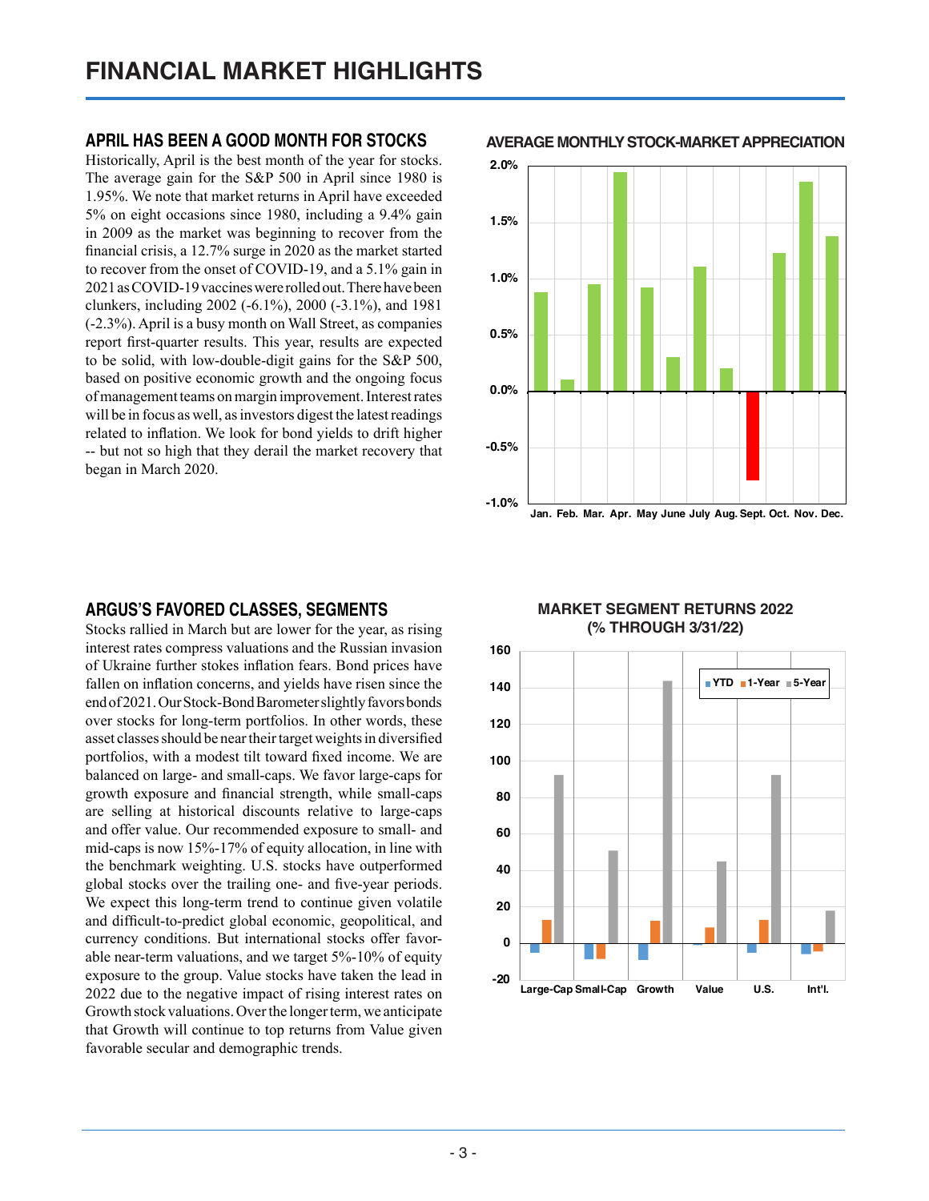# FINANCIAL MARKET HIGHLIGHTS

## APRIL HAS BEEN A GOOD MONTH FOR STOCKS

Historically, April is the best month of the year for stocks. The average gain for the S&P 500 in April since 1980 is 1.95%. We note that market returns in April have exceeded 5% on eight occasions since 1980, including a 9.4% gain in 2009 as the market was beginning to recover from the financial crisis, a 12.7% surge in 2020 as the market started to recover from the onset of COVID-19, and a 5.1% gain in 2021 as COVID-19 vaccines were rolled out. There have been clunkers, including 2002 (-6.1%), 2000 (-3.1%), and 1981 (-2.3%). April is a busy month on Wall Street, as companies report first-quarter results. This year, results are expected to be solid, with low-double-digit gains for the S&P 500, based on positive economic growth and the ongoing focus of management teams on margin improvement. Interest rates will be in focus as well, as investors digest the latest readings related to inflation. We look for bond yields to drift higher -- but not so high that they derail the market recovery that began in March 2020.

**AVERAGE MONTHLY STOCK-MARKET APPRECIATION**

## ARGUS'S FAVORED CLASSES, SEGMENTS

Stocks rallied in March but are lower for the year, as rising interest rates compress valuations and the Russian invasion of Ukraine further stokes inflation fears. Bond prices have fallen on inflation concerns, and yields have risen since the end of 2021. Our Stock-Bond Barometer slightly favors bonds over stocks for long-term portfolios. In other words, these asset classes should be near their target weights in diversified portfolios, with a modest tilt toward fixed income. We are balanced on large- and small-caps. We favor large-caps for growth exposure and financial strength, while small-caps are selling at historical discounts relative to large-caps and offer value. Our recommended exposure to small- and mid-caps is now 15%-17% of equity allocation, in line with the benchmark weighting. U.S. stocks have outperformed global stocks over the trailing one- and five-year periods. We expect this long-term trend to continue given volatile and difficult-to-predict global economic, geopolitical, and currency conditions. But international stocks offer favorable near-term valuations, and we target 5%-10% of equity exposure to the group. Value stocks have taken the lead in 2022 due to the negative impact of rising interest rates on Growth stock valuations. Over the longer term, we anticipate that Growth will continue to top returns from Value given favorable secular and demographic trends.

**MARKET SEGMENT RETURNS 2022 (% THROUGH 3/31/22)**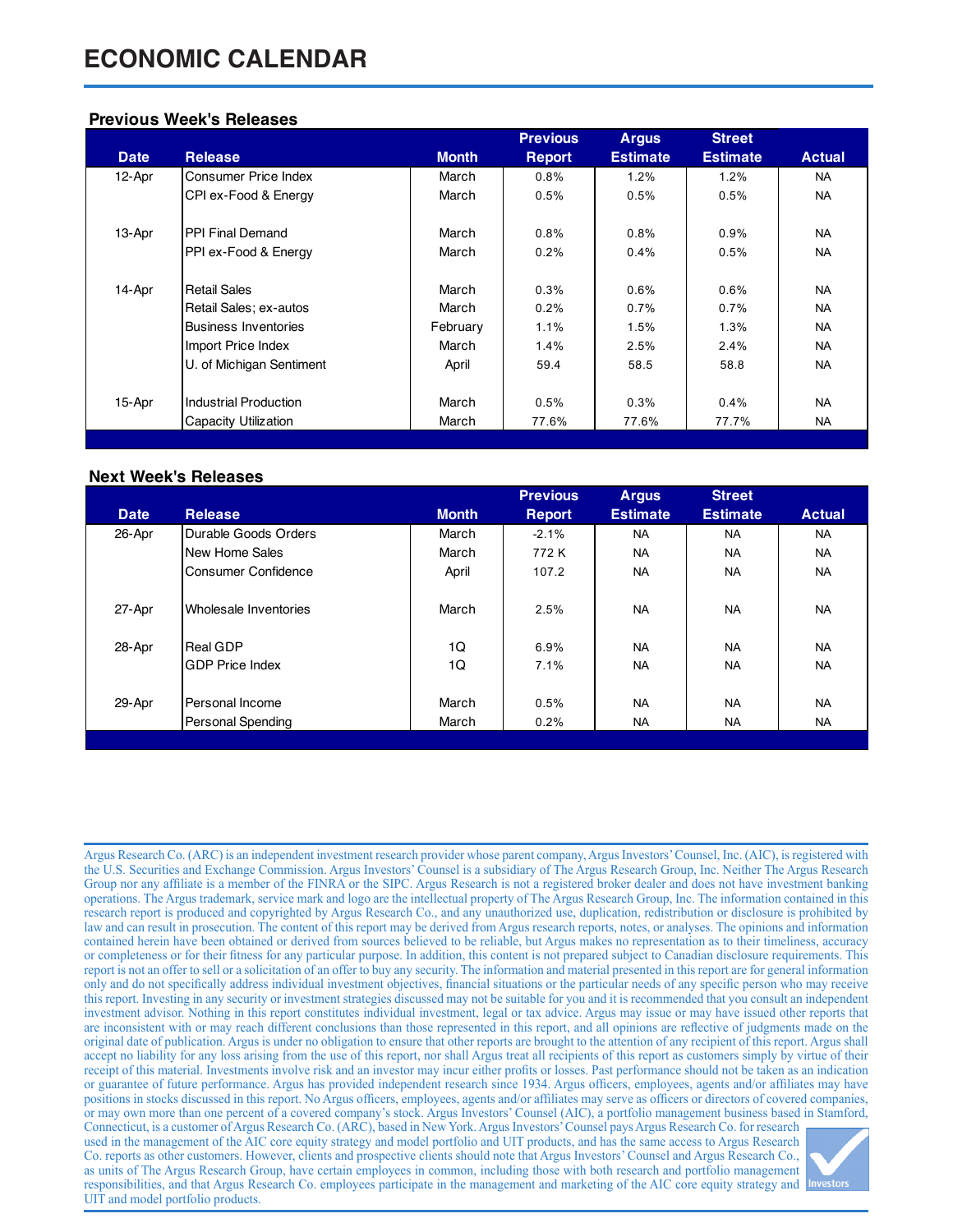# ECONOMIC CALENDAR

### Previous Week's Releases

| Date | Release | Month | Previous Report | Argus Estimate | Street Estimate | Actual |
|---|---|---|---|---|---|---|
| 12-Apr | Consumer Price Index | March | 0.8% | 1.2% | 1.2% | NA |
| | CPI ex-Food & Energy | March | 0.5% | 0.5% | 0.5% | NA |
| 13-Apr | PPI Final Demand | March | 0.8% | 0.8% | 0.9% | NA |
| | PPI ex-Food & Energy | March | 0.2% | 0.4% | 0.5% | NA |
| 14-Apr | Retail Sales | March | 0.3% | 0.6% | 0.6% | NA |
| | Retail Sales; ex-autos | March | 0.2% | 0.7% | 0.7% | NA |
| | Business Inventories | February | 1.1% | 1.5% | 1.3% | NA |
| | Import Price Index | March | 1.4% | 2.5% | 2.4% | NA |
| | U. of Michigan Sentiment | April | 59.4 | 58.5 | 58.8 | NA |
| 15-Apr | Industrial Production | March | 0.5% | 0.3% | 0.4% | NA |
| | Capacity Utilization | March | 77.6% | 77.6% | 77.7% | NA |

### Next Week's Releases

| Date | Release | Month | Previous Report | Argus Estimate | Street Estimate | Actual |
|---|---|---|---|---|---|---|
| 26-Apr | Durable Goods Orders | March | -2.1% | NA | NA | NA |
| | New Home Sales | March | 772 K | NA | NA | NA |
| | Consumer Confidence | April | 107.2 | NA | NA | NA |
| 27-Apr | Wholesale Inventories | March | 2.5% | NA | NA | NA |
| 28-Apr | Real GDP | 1Q | 6.9% | NA | NA | NA |
| | GDP Price Index | 1Q | 7.1% | NA | NA | NA |
| 29-Apr | Personal Income | March | 0.5% | NA | NA | NA |
| | Personal Spending | March | 0.2% | NA | NA | NA |

Argus Research Co. (ARC) is an independent investment research provider whose parent company, Argus Investors' Counsel, Inc. (AIC), is registered with the U.S. Securities and Exchange Commission. Argus Investors' Counsel is a subsidiary of The Argus Research Group, Inc. Neither The Argus Research Group nor any affiliate is a member of the FINRA or the SIPC. Argus Research is not a registered broker dealer and does not have investment banking operations. The Argus trademark, service mark and logo are the intellectual property of The Argus Research Group, Inc. The information contained in this research report is produced and copyrighted by Argus Research Co., and any unauthorized use, duplication, redistribution or disclosure is prohibited by law and can result in prosecution. The content of this report may be derived from Argus research reports, notes, or analyses. The opinions and information contained herein have been obtained or derived from sources believed to be reliable, but Argus makes no representation as to their timeliness, accuracy or completeness or for their fitness for any particular purpose. In addition, this content is not prepared subject to Canadian disclosure requirements. This report is not an offer to sell or a solicitation of an offer to buy any security. The information and material presented in this report are for general information only and do not specifically address individual investment objectives, financial situations or the particular needs of any specific person who may receive this report. Investing in any security or investment strategies discussed may not be suitable for you and it is recommended that you consult an independent investment advisor. Nothing in this report constitutes individual investment, legal or tax advice. Argus may issue or may have issued other reports that are inconsistent with or may reach different conclusions than those represented in this report, and all opinions are reflective of judgments made on the original date of publication. Argus is under no obligation to ensure that other reports are brought to the attention of any recipient of this report. Argus shall accept no liability for any loss arising from the use of this report, nor shall Argus treat all recipients of this report as customers simply by virtue of their receipt of this material. Investments involve risk and an investor may incur either profits or losses. Past performance should not be taken as an indication or guarantee of future performance. Argus has provided independent research since 1934. Argus officers, employees, agents and/or affiliates may have positions in stocks discussed in this report. No Argus officers, employees, agents and/or affiliates may serve as officers or directors of covered companies, or may own more than one percent of a covered company's stock. Argus Investors' Counsel (AIC), a portfolio management business based in Stamford, Connecticut, is a customer of Argus Research Co. (ARC), based in New York. Argus Investors' Counsel pays Argus Research Co. for research used in the management of the AIC core equity strategy and model portfolio and UIT products, and has the same access to Argus Research Co. reports as other customers. However, clients and prospective clients should note that Argus Investors' Counsel and Argus Research Co., as units of The Argus Research Group, have certain employees in common, including those with both research and portfolio management responsibilities, and that Argus Research Co. employees participate in the management and marketing of the AIC core equity strategy and UIT and model portfolio products.